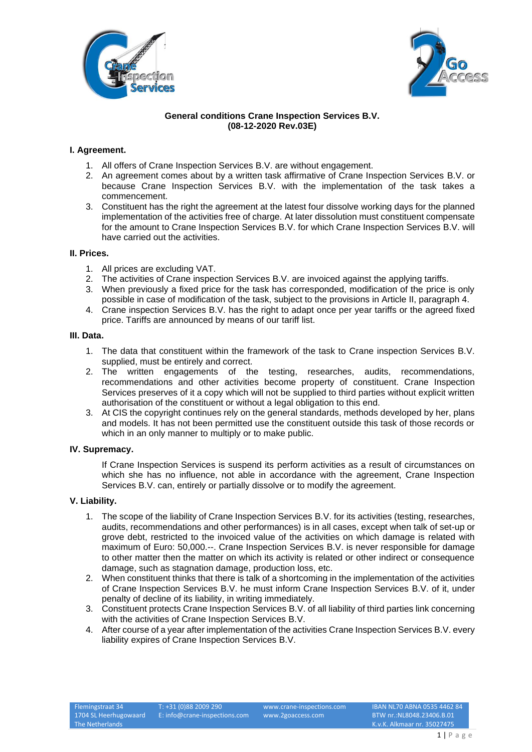**General conditions Crane Inspection Services B.V.**
**(08-12-2020 Rev.03E)**

## I. Agreement.

1. All offers of Crane Inspection Services B.V. are without engagement.
2. An agreement comes about by a written task affirmative of Crane Inspection Services B.V. or because Crane Inspection Services B.V. with the implementation of the task takes a commencement.
3. Constituent has the right the agreement at the latest four dissolve working days for the planned implementation of the activities free of charge. At later dissolution must constituent compensate for the amount to Crane Inspection Services B.V. for which Crane Inspection Services B.V. will have carried out the activities.

## II. Prices.

1. All prices are excluding VAT.
2. The activities of Crane inspection Services B.V. are invoiced against the applying tariffs.
3. When previously a fixed price for the task has corresponded, modification of the price is only possible in case of modification of the task, subject to the provisions in Article II, paragraph 4.
4. Crane inspection Services B.V. has the right to adapt once per year tariffs or the agreed fixed price. Tariffs are announced by means of our tariff list.

## III. Data.

1. The data that constituent within the framework of the task to Crane inspection Services B.V. supplied, must be entirely and correct.
2. The written engagements of the testing, researches, audits, recommendations, recommendations and other activities become property of constituent. Crane Inspection Services preserves of it a copy which will not be supplied to third parties without explicit written authorisation of the constituent or without a legal obligation to this end.
3. At CIS the copyright continues rely on the general standards, methods developed by her, plans and models. It has not been permitted use the constituent outside this task of those records or which in an only manner to multiply or to make public.

## IV. Supremacy.

If Crane Inspection Services is suspend its perform activities as a result of circumstances on which she has no influence, not able in accordance with the agreement, Crane Inspection Services B.V. can, entirely or partially dissolve or to modify the agreement.

## V. Liability.

1. The scope of the liability of Crane Inspection Services B.V. for its activities (testing, researches, audits, recommendations and other performances) is in all cases, except when talk of set-up or grove debt, restricted to the invoiced value of the activities on which damage is related with maximum of Euro: 50,000.--. Crane Inspection Services B.V. is never responsible for damage to other matter then the matter on which its activity is related or other indirect or consequence damage, such as stagnation damage, production loss, etc.
2. When constituent thinks that there is talk of a shortcoming in the implementation of the activities of Crane Inspection Services B.V. he must inform Crane Inspection Services B.V. of it, under penalty of decline of its liability, in writing immediately.
3. Constituent protects Crane Inspection Services B.V. of all liability of third parties link concerning with the activities of Crane Inspection Services B.V.
4. After course of a year after implementation of the activities Crane Inspection Services B.V. every liability expires of Crane Inspection Services B.V.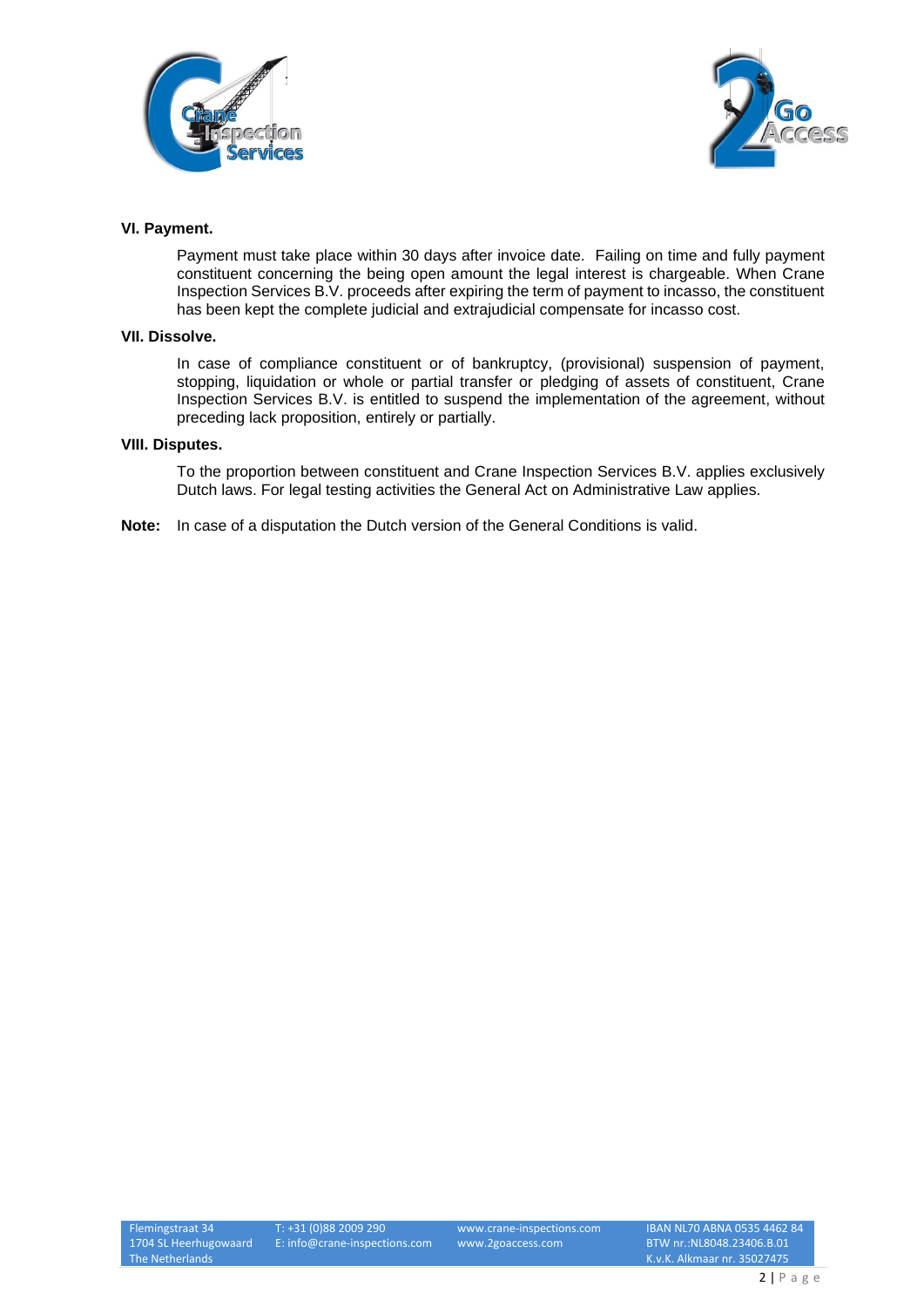### VI. Payment.

Payment must take place within 30 days after invoice date. Failing on time and fully payment constituent concerning the being open amount the legal interest is chargeable. When Crane Inspection Services B.V. proceeds after expiring the term of payment to incasso, the constituent has been kept the complete judicial and extrajudicial compensate for incasso cost.

### VII. Dissolve.

In case of compliance constituent or of bankruptcy, (provisional) suspension of payment, stopping, liquidation or whole or partial transfer or pledging of assets of constituent, Crane Inspection Services B.V. is entitled to suspend the implementation of the agreement, without preceding lack proposition, entirely or partially.

### VIII. Disputes.

To the proportion between constituent and Crane Inspection Services B.V. applies exclusively Dutch laws. For legal testing activities the General Act on Administrative Law applies.

**Note:** In case of a disputation the Dutch version of the General Conditions is valid.